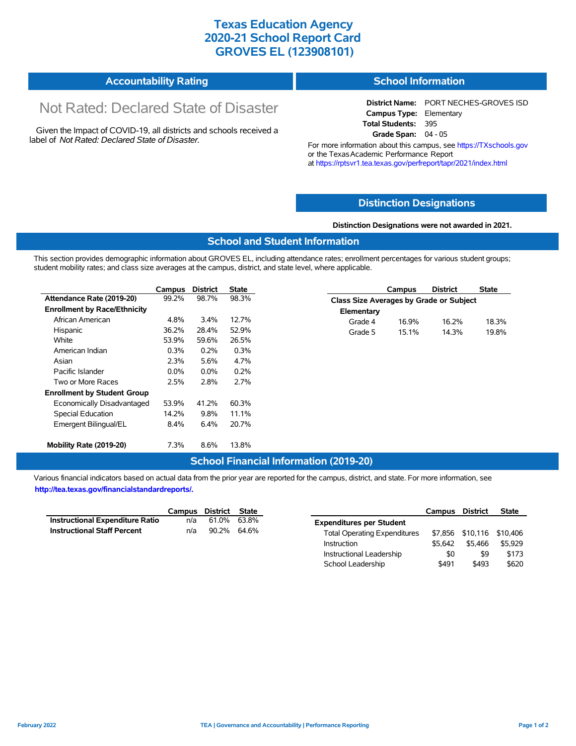# Texas Education Agency
# 2020-21 School Report Card
# GROVES EL (123908101)

## Accountability Rating

Not Rated: Declared State of Disaster

Given the Impact of COVID-19, all districts and schools received a label of *Not Rated: Declared State of Disaster*.

## School Information

**District Name:** PORT NECHES-GROVES ISD
**Campus Type:** Elementary
**Total Students:** 395
**Grade Span:** 04 - 05

For more information about this campus, see https://TXschools.gov or the Texas Academic Performance Report at https://rptsvr1.tea.texas.gov/perfreport/tapr/2021/index.html

## Distinction Designations

**Distinction Designations were not awarded in 2021.**

## School and Student Information

This section provides demographic information about GROVES EL, including attendance rates; enrollment percentages for various student groups; student mobility rates; and class size averages at the campus, district, and state level, where applicable.

| | Campus | District | State |
|---|---|---|---|
| **Attendance Rate (2019-20)** | 99.2% | 98.7% | 98.3% |
| **Enrollment by Race/Ethnicity** | | | |
| African American | 4.8% | 3.4% | 12.7% |
| Hispanic | 36.2% | 28.4% | 52.9% |
| White | 53.9% | 59.6% | 26.5% |
| American Indian | 0.3% | 0.2% | 0.3% |
| Asian | 2.3% | 5.6% | 4.7% |
| Pacific Islander | 0.0% | 0.0% | 0.2% |
| Two or More Races | 2.5% | 2.8% | 2.7% |
| **Enrollment by Student Group** | | | |
| Economically Disadvantaged | 53.9% | 41.2% | 60.3% |
| Special Education | 14.2% | 9.8% | 11.1% |
| Emergent Bilingual/EL | 8.4% | 6.4% | 20.7% |
| **Mobility Rate (2019-20)** | 7.3% | 8.6% | 13.8% |

| | Campus | District | State |
|---|---|---|---|
| **Class Size Averages by Grade or Subject** | | | |
| **Elementary** | | | |
| Grade 4 | 16.9% | 16.2% | 18.3% |
| Grade 5 | 15.1% | 14.3% | 19.8% |

## School Financial Information (2019-20)

Various financial indicators based on actual data from the prior year are reported for the campus, district, and state. For more information, see **http://tea.texas.gov/financialstandardreports/.**

| | Campus | District | State |
|---|---|---|---|
| **Instructional Expenditure Ratio** | n/a | 61.0% | 63.8% |
| **Instructional Staff Percent** | n/a | 90.2% | 64.6% |

| | Campus | District | State |
|---|---|---|---|
| **Expenditures per Student** | | | |
| Total Operating Expenditures | $7,856 | $10,116 | $10,406 |
| Instruction | $5,642 | $5,466 | $5,929 |
| Instructional Leadership | $0 | $9 | $173 |
| School Leadership | $491 | $493 | $620 |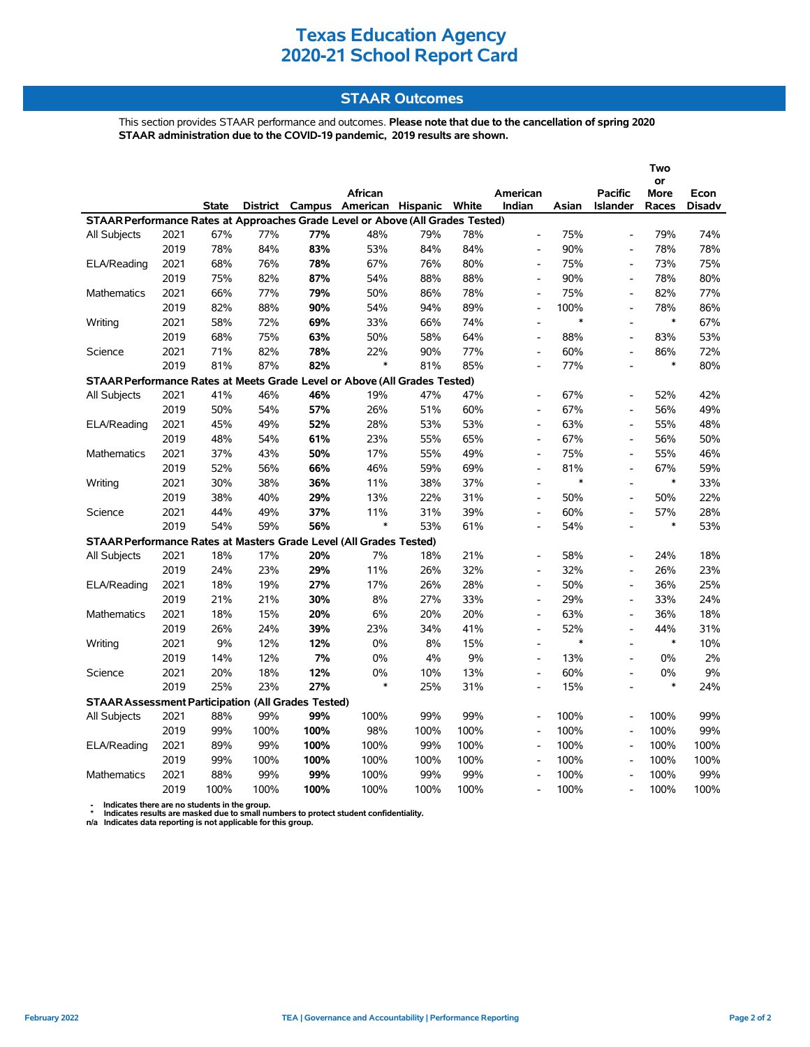# Texas Education Agency
# 2020-21 School Report Card

## STAAR Outcomes

This section provides STAAR performance and outcomes. **Please note that due to the cancellation of spring 2020 STAAR administration due to the COVID-19 pandemic, 2019 results are shown.**

| | | State | District | Campus | African American | Hispanic | White | American Indian | Asian | Pacific Islander | Two or More Races | Econ Disadv |
|---|---|---|---|---|---|---|---|---|---|---|---|---|
| **STAAR Performance Rates at Approaches Grade Level or Above (All Grades Tested)** | | | | | | | | | | | | |
| All Subjects | 2021 | 67% | 77% | **77%** | 48% | 79% | 78% | - | 75% | - | 79% | 74% |
| | 2019 | 78% | 84% | **83%** | 53% | 84% | 84% | - | 90% | - | 78% | 78% |
| ELA/Reading | 2021 | 68% | 76% | **78%** | 67% | 76% | 80% | - | 75% | - | 73% | 75% |
| | 2019 | 75% | 82% | **87%** | 54% | 88% | 88% | - | 90% | - | 78% | 80% |
| Mathematics | 2021 | 66% | 77% | **79%** | 50% | 86% | 78% | - | 75% | - | 82% | 77% |
| | 2019 | 82% | 88% | **90%** | 54% | 94% | 89% | - | 100% | - | 78% | 86% |
| Writing | 2021 | 58% | 72% | **69%** | 33% | 66% | 74% | - | * | - | * | 67% |
| | 2019 | 68% | 75% | **63%** | 50% | 58% | 64% | - | 88% | - | 83% | 53% |
| Science | 2021 | 71% | 82% | **78%** | 22% | 90% | 77% | - | 60% | - | 86% | 72% |
| | 2019 | 81% | 87% | **82%** | * | 81% | 85% | - | 77% | - | * | 80% |
| **STAAR Performance Rates at Meets Grade Level or Above (All Grades Tested)** | | | | | | | | | | | | |
| All Subjects | 2021 | 41% | 46% | **46%** | 19% | 47% | 47% | - | 67% | - | 52% | 42% |
| | 2019 | 50% | 54% | **57%** | 26% | 51% | 60% | - | 67% | - | 56% | 49% |
| ELA/Reading | 2021 | 45% | 49% | **52%** | 28% | 53% | 53% | - | 63% | - | 55% | 48% |
| | 2019 | 48% | 54% | **61%** | 23% | 55% | 65% | - | 67% | - | 56% | 50% |
| Mathematics | 2021 | 37% | 43% | **50%** | 17% | 55% | 49% | - | 75% | - | 55% | 46% |
| | 2019 | 52% | 56% | **66%** | 46% | 59% | 69% | - | 81% | - | 67% | 59% |
| Writing | 2021 | 30% | 38% | **36%** | 11% | 38% | 37% | - | * | - | * | 33% |
| | 2019 | 38% | 40% | **29%** | 13% | 22% | 31% | - | 50% | - | 50% | 22% |
| Science | 2021 | 44% | 49% | **37%** | 11% | 31% | 39% | - | 60% | - | 57% | 28% |
| | 2019 | 54% | 59% | **56%** | * | 53% | 61% | - | 54% | - | * | 53% |
| **STAAR Performance Rates at Masters Grade Level (All Grades Tested)** | | | | | | | | | | | | |
| All Subjects | 2021 | 18% | 17% | **20%** | 7% | 18% | 21% | - | 58% | - | 24% | 18% |
| | 2019 | 24% | 23% | **29%** | 11% | 26% | 32% | - | 32% | - | 26% | 23% |
| ELA/Reading | 2021 | 18% | 19% | **27%** | 17% | 26% | 28% | - | 50% | - | 36% | 25% |
| | 2019 | 21% | 21% | **30%** | 8% | 27% | 33% | - | 29% | - | 33% | 24% |
| Mathematics | 2021 | 18% | 15% | **20%** | 6% | 20% | 20% | - | 63% | - | 36% | 18% |
| | 2019 | 26% | 24% | **39%** | 23% | 34% | 41% | - | 52% | - | 44% | 31% |
| Writing | 2021 | 9% | 12% | **12%** | 0% | 8% | 15% | - | * | - | * | 10% |
| | 2019 | 14% | 12% | **7%** | 0% | 4% | 9% | - | 13% | - | 0% | 2% |
| Science | 2021 | 20% | 18% | **12%** | 0% | 10% | 13% | - | 60% | - | 0% | 9% |
| | 2019 | 25% | 23% | **27%** | * | 25% | 31% | - | 15% | - | * | 24% |
| **STAAR Assessment Participation (All Grades Tested)** | | | | | | | | | | | | |
| All Subjects | 2021 | 88% | 99% | **99%** | 100% | 99% | 99% | - | 100% | - | 100% | 99% |
| | 2019 | 99% | 100% | **100%** | 98% | 100% | 100% | - | 100% | - | 100% | 99% |
| ELA/Reading | 2021 | 89% | 99% | **100%** | 100% | 99% | 100% | - | 100% | - | 100% | 100% |
| | 2019 | 99% | 100% | **100%** | 100% | 100% | 100% | - | 100% | - | 100% | 100% |
| Mathematics | 2021 | 88% | 99% | **99%** | 100% | 99% | 99% | - | 100% | - | 100% | 99% |
| | 2019 | 100% | 100% | **100%** | 100% | 100% | 100% | - | 100% | - | 100% | 100% |

**-** Indicates there are no students in the group.
**\*** Indicates results are masked due to small numbers to protect student confidentiality.
**n/a** Indicates data reporting is not applicable for this group.